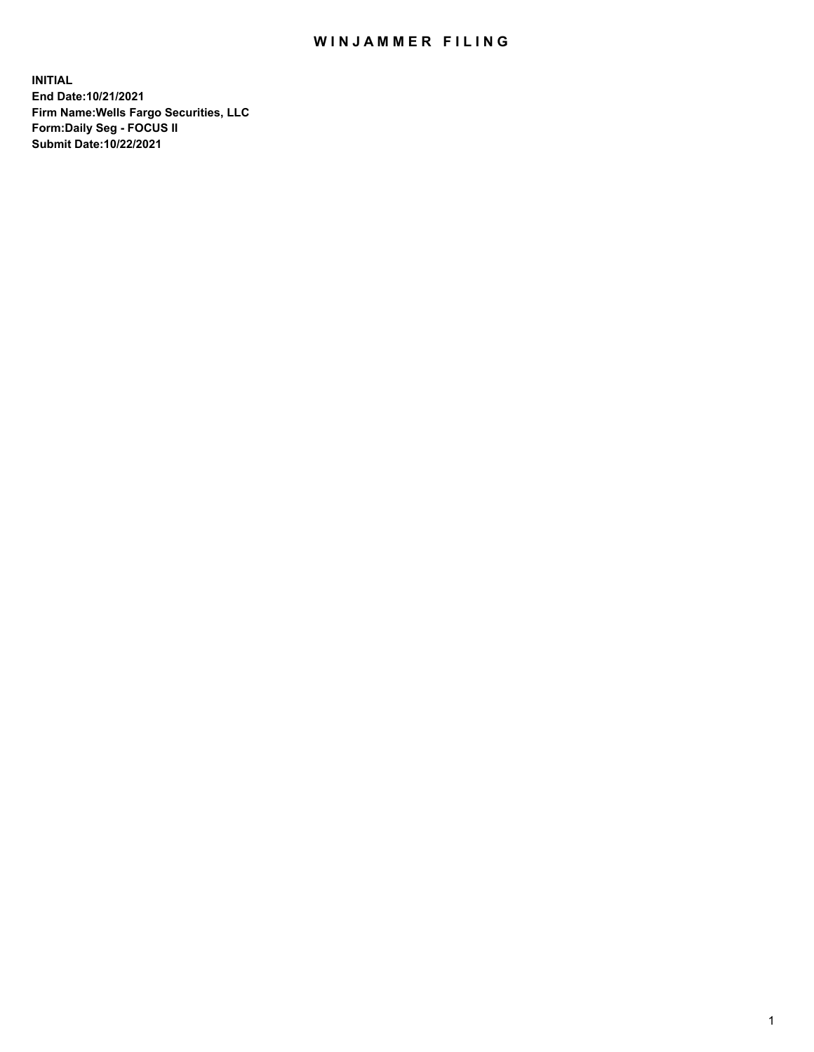# WINJAMMER FILING

**INITIAL**
**End Date:10/21/2021**
**Firm Name:Wells Fargo Securities, LLC**
**Form:Daily Seg - FOCUS II**
**Submit Date:10/22/2021**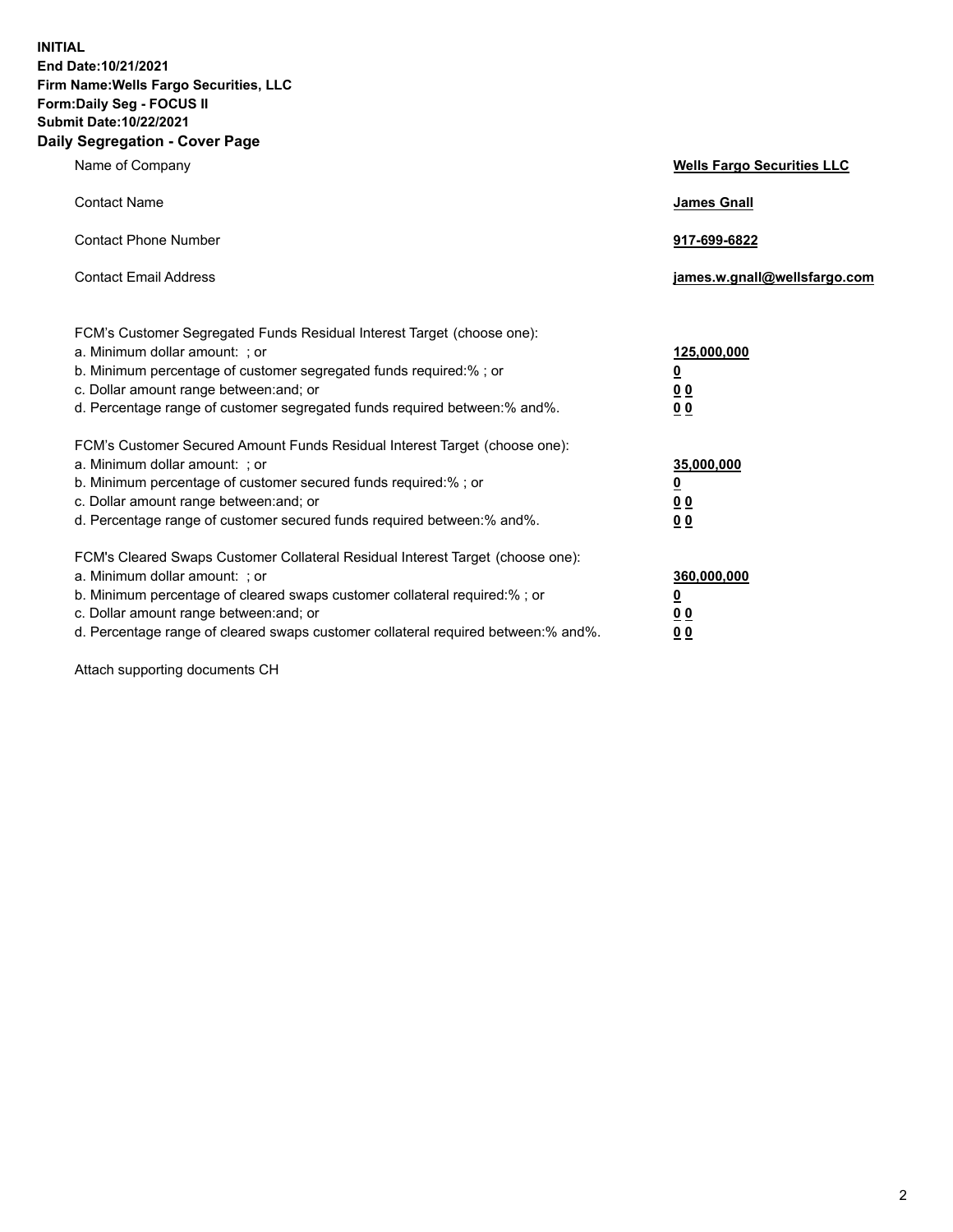**INITIAL**
**End Date:10/21/2021**
**Firm Name:Wells Fargo Securities, LLC**
**Form:Daily Seg - FOCUS II**
**Submit Date:10/22/2021**

## Daily Segregation - Cover Page

| | |
|---|---|
| Name of Company | **Wells Fargo Securities LLC** |
| Contact Name | **James Gnall** |
| Contact Phone Number | **917-699-6822** |
| Contact Email Address | **james.w.gnall@wellsfargo.com** |

| | |
|---|---|
| FCM's Customer Segregated Funds Residual Interest Target (choose one): | |
| a. Minimum dollar amount: ; or | **125,000,000** |
| b. Minimum percentage of customer segregated funds required:% ; or | **0** |
| c. Dollar amount range between:and; or | **0 0** |
| d. Percentage range of customer segregated funds required between:% and%. | **0 0** |

| | |
|---|---|
| FCM's Customer Secured Amount Funds Residual Interest Target (choose one): | |
| a. Minimum dollar amount: ; or | **35,000,000** |
| b. Minimum percentage of customer secured funds required:% ; or | **0** |
| c. Dollar amount range between:and; or | **0 0** |
| d. Percentage range of customer secured funds required between:% and%. | **0 0** |

| | |
|---|---|
| FCM's Cleared Swaps Customer Collateral Residual Interest Target (choose one): | |
| a. Minimum dollar amount: ; or | **360,000,000** |
| b. Minimum percentage of cleared swaps customer collateral required:% ; or | **0** |
| c. Dollar amount range between:and; or | **0 0** |
| d. Percentage range of cleared swaps customer collateral required between:% and%. | **0 0** |

Attach supporting documents CH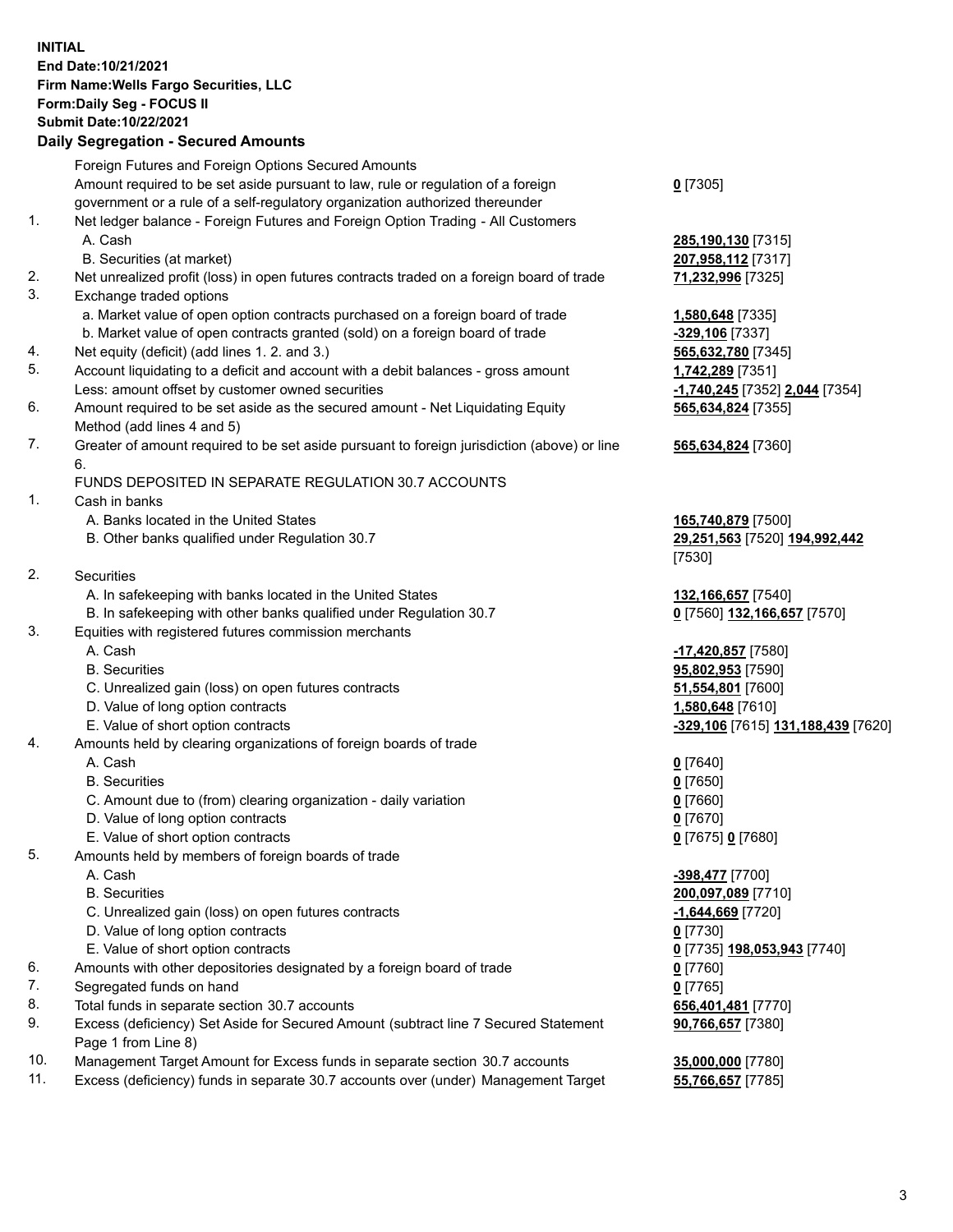**INITIAL**
**End Date:10/21/2021**
**Firm Name:Wells Fargo Securities, LLC**
**Form:Daily Seg - FOCUS II**
**Submit Date:10/22/2021**

### Daily Segregation - Secured Amounts

| | | |
|---|---|---|
| | Foreign Futures and Foreign Options Secured Amounts | |
| | Amount required to be set aside pursuant to law, rule or regulation of a foreign government or a rule of a self-regulatory organization authorized thereunder | **0** [7305] |
| 1. | Net ledger balance - Foreign Futures and Foreign Option Trading - All Customers | |
| | A. Cash | **285,190,130** [7315] |
| | B. Securities (at market) | **207,958,112** [7317] |
| 2. | Net unrealized profit (loss) in open futures contracts traded on a foreign board of trade | **71,232,996** [7325] |
| 3. | Exchange traded options | |
| | a. Market value of open option contracts purchased on a foreign board of trade | **1,580,648** [7335] |
| | b. Market value of open contracts granted (sold) on a foreign board of trade | **-329,106** [7337] |
| 4. | Net equity (deficit) (add lines 1. 2. and 3.) | **565,632,780** [7345] |
| 5. | Account liquidating to a deficit and account with a debit balances - gross amount | **1,742,289** [7351] |
| | Less: amount offset by customer owned securities | **-1,740,245** [7352] **2,044** [7354] |
| 6. | Amount required to be set aside as the secured amount - Net Liquidating Equity Method (add lines 4 and 5) | **565,634,824** [7355] |
| 7. | Greater of amount required to be set aside pursuant to foreign jurisdiction (above) or line 6. | **565,634,824** [7360] |
| | FUNDS DEPOSITED IN SEPARATE REGULATION 30.7 ACCOUNTS | |
| 1. | Cash in banks | |
| | A. Banks located in the United States | **165,740,879** [7500] |
| | B. Other banks qualified under Regulation 30.7 | **29,251,563** [7520] **194,992,442** [7530] |
| 2. | Securities | |
| | A. In safekeeping with banks located in the United States | **132,166,657** [7540] |
| | B. In safekeeping with other banks qualified under Regulation 30.7 | **0** [7560] **132,166,657** [7570] |
| 3. | Equities with registered futures commission merchants | |
| | A. Cash | **-17,420,857** [7580] |
| | B. Securities | **95,802,953** [7590] |
| | C. Unrealized gain (loss) on open futures contracts | **51,554,801** [7600] |
| | D. Value of long option contracts | **1,580,648** [7610] |
| | E. Value of short option contracts | **-329,106** [7615] **131,188,439** [7620] |
| 4. | Amounts held by clearing organizations of foreign boards of trade | |
| | A. Cash | **0** [7640] |
| | B. Securities | **0** [7650] |
| | C. Amount due to (from) clearing organization - daily variation | **0** [7660] |
| | D. Value of long option contracts | **0** [7670] |
| | E. Value of short option contracts | **0** [7675] **0** [7680] |
| 5. | Amounts held by members of foreign boards of trade | |
| | A. Cash | **-398,477** [7700] |
| | B. Securities | **200,097,089** [7710] |
| | C. Unrealized gain (loss) on open futures contracts | **-1,644,669** [7720] |
| | D. Value of long option contracts | **0** [7730] |
| | E. Value of short option contracts | **0** [7735] **198,053,943** [7740] |
| 6. | Amounts with other depositories designated by a foreign board of trade | **0** [7760] |
| 7. | Segregated funds on hand | **0** [7765] |
| 8. | Total funds in separate section 30.7 accounts | **656,401,481** [7770] |
| 9. | Excess (deficiency) Set Aside for Secured Amount (subtract line 7 Secured Statement Page 1 from Line 8) | **90,766,657** [7380] |
| 10. | Management Target Amount for Excess funds in separate section 30.7 accounts | **35,000,000** [7780] |
| 11. | Excess (deficiency) funds in separate 30.7 accounts over (under) Management Target | **55,766,657** [7785] |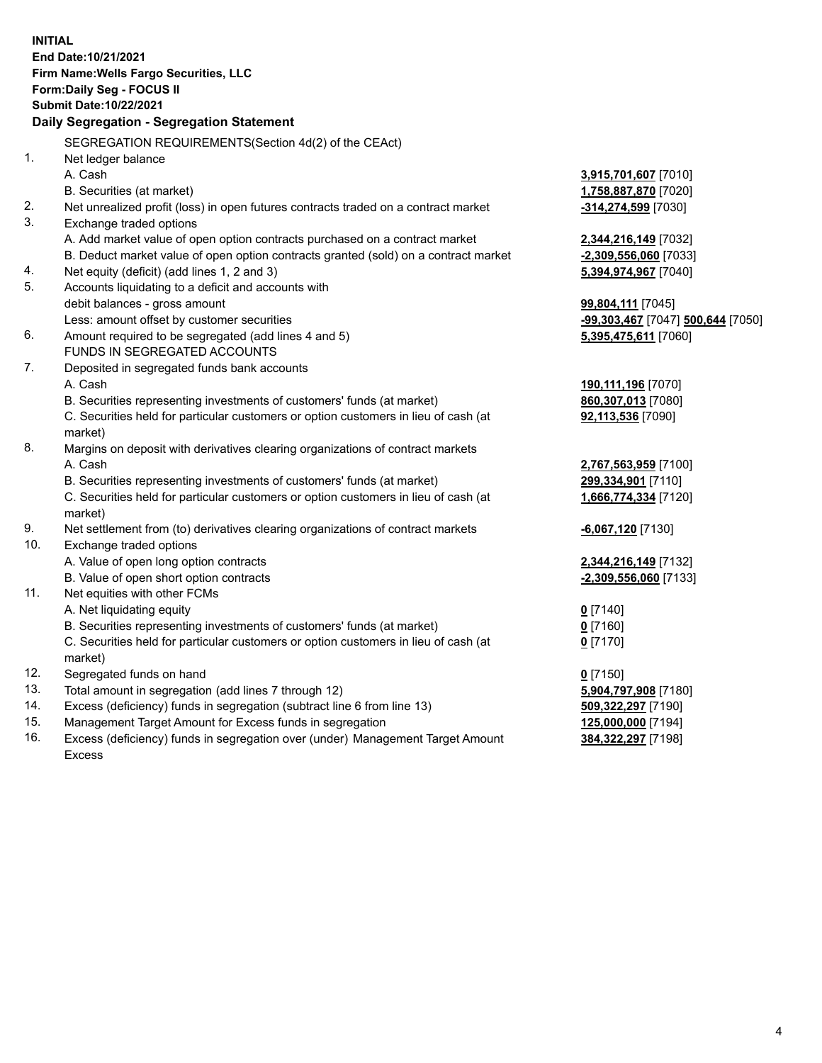**INITIAL**
**End Date:10/21/2021**
**Firm Name:Wells Fargo Securities, LLC**
**Form:Daily Seg - FOCUS II**
**Submit Date:10/22/2021**

## Daily Segregation - Segregation Statement

| | | |
|---|---|---|
| | SEGREGATION REQUIREMENTS(Section 4d(2) of the CEAct) | |
| 1. | Net ledger balance | |
| | A. Cash | **3,915,701,607** [7010] |
| | B. Securities (at market) | **1,758,887,870** [7020] |
| 2. | Net unrealized profit (loss) in open futures contracts traded on a contract market | **-314,274,599** [7030] |
| 3. | Exchange traded options | |
| | A. Add market value of open option contracts purchased on a contract market | **2,344,216,149** [7032] |
| | B. Deduct market value of open option contracts granted (sold) on a contract market | **-2,309,556,060** [7033] |
| 4. | Net equity (deficit) (add lines 1, 2 and 3) | **5,394,974,967** [7040] |
| 5. | Accounts liquidating to a deficit and accounts with | |
| | debit balances - gross amount | **99,804,111** [7045] |
| | Less: amount offset by customer securities | **-99,303,467** [7047] **500,644** [7050] |
| 6. | Amount required to be segregated (add lines 4 and 5) | **5,395,475,611** [7060] |
| | FUNDS IN SEGREGATED ACCOUNTS | |
| 7. | Deposited in segregated funds bank accounts | |
| | A. Cash | **190,111,196** [7070] |
| | B. Securities representing investments of customers' funds (at market) | **860,307,013** [7080] |
| | C. Securities held for particular customers or option customers in lieu of cash (at market) | **92,113,536** [7090] |
| 8. | Margins on deposit with derivatives clearing organizations of contract markets | |
| | A. Cash | **2,767,563,959** [7100] |
| | B. Securities representing investments of customers' funds (at market) | **299,334,901** [7110] |
| | C. Securities held for particular customers or option customers in lieu of cash (at market) | **1,666,774,334** [7120] |
| 9. | Net settlement from (to) derivatives clearing organizations of contract markets | **-6,067,120** [7130] |
| 10. | Exchange traded options | |
| | A. Value of open long option contracts | **2,344,216,149** [7132] |
| | B. Value of open short option contracts | **-2,309,556,060** [7133] |
| 11. | Net equities with other FCMs | |
| | A. Net liquidating equity | **0** [7140] |
| | B. Securities representing investments of customers' funds (at market) | **0** [7160] |
| | C. Securities held for particular customers or option customers in lieu of cash (at market) | **0** [7170] |
| 12. | Segregated funds on hand | **0** [7150] |
| 13. | Total amount in segregation (add lines 7 through 12) | **5,904,797,908** [7180] |
| 14. | Excess (deficiency) funds in segregation (subtract line 6 from line 13) | **509,322,297** [7190] |
| 15. | Management Target Amount for Excess funds in segregation | **125,000,000** [7194] |
| 16. | Excess (deficiency) funds in segregation over (under) Management Target Amount Excess | **384,322,297** [7198] |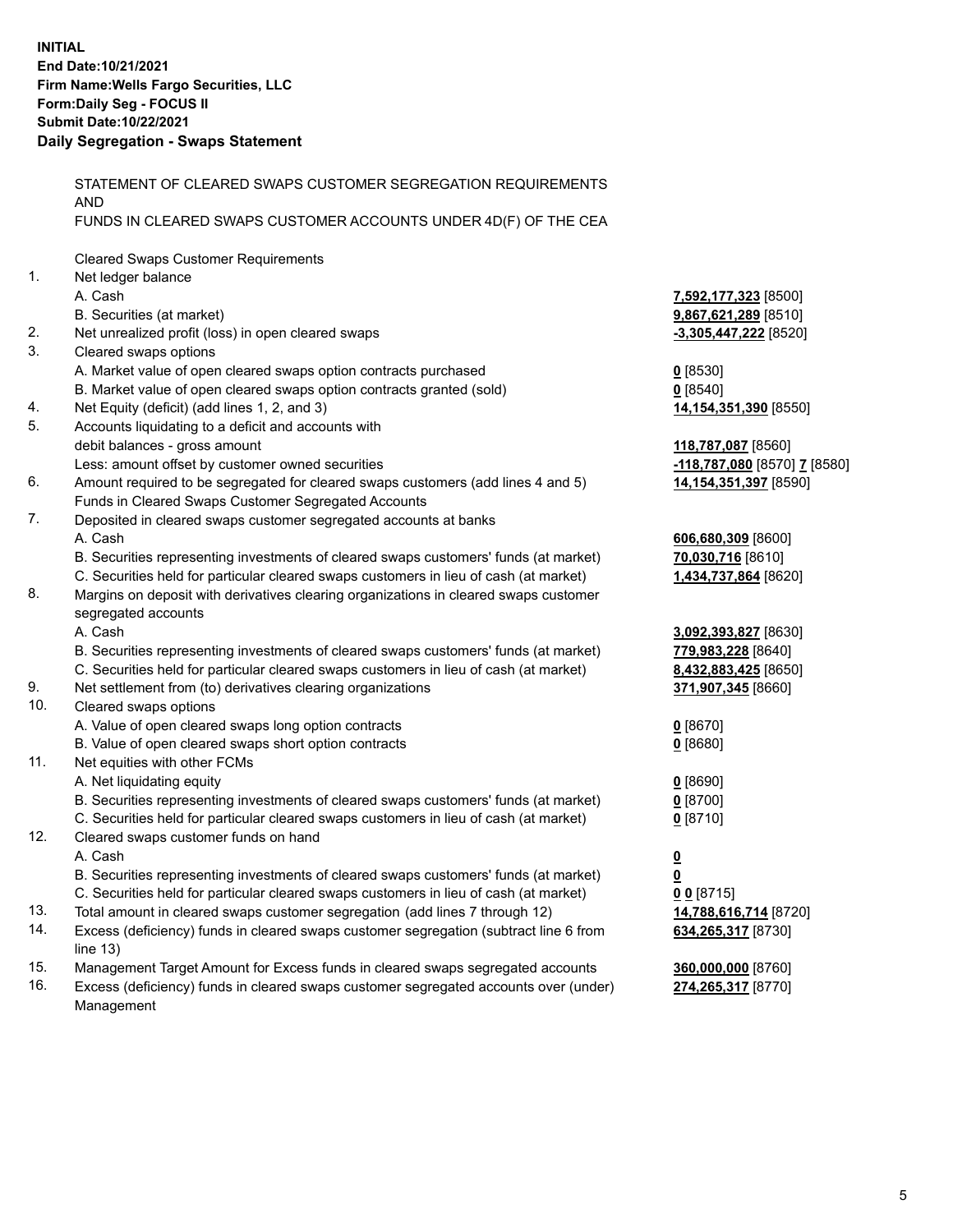**INITIAL**
**End Date:10/21/2021**
**Firm Name:Wells Fargo Securities, LLC**
**Form:Daily Seg - FOCUS II**
**Submit Date:10/22/2021**
**Daily Segregation - Swaps Statement**

STATEMENT OF CLEARED SWAPS CUSTOMER SEGREGATION REQUIREMENTS AND FUNDS IN CLEARED SWAPS CUSTOMER ACCOUNTS UNDER 4D(F) OF THE CEA

| | | |
|---|---|---|
| | Cleared Swaps Customer Requirements | |
| 1. | Net ledger balance | |
| | A. Cash | **7,592,177,323** [8500] |
| | B. Securities (at market) | **9,867,621,289** [8510] |
| 2. | Net unrealized profit (loss) in open cleared swaps | **-3,305,447,222** [8520] |
| 3. | Cleared swaps options | |
| | A. Market value of open cleared swaps option contracts purchased | **0** [8530] |
| | B. Market value of open cleared swaps option contracts granted (sold) | **0** [8540] |
| 4. | Net Equity (deficit) (add lines 1, 2, and 3) | **14,154,351,390** [8550] |
| 5. | Accounts liquidating to a deficit and accounts with debit balances - gross amount | **118,787,087** [8560] |
| | Less: amount offset by customer owned securities | **-118,787,080** [8570] **7** [8580] |
| 6. | Amount required to be segregated for cleared swaps customers (add lines 4 and 5) | **14,154,351,397** [8590] |
| | Funds in Cleared Swaps Customer Segregated Accounts | |
| 7. | Deposited in cleared swaps customer segregated accounts at banks | |
| | A. Cash | **606,680,309** [8600] |
| | B. Securities representing investments of cleared swaps customers' funds (at market) | **70,030,716** [8610] |
| | C. Securities held for particular cleared swaps customers in lieu of cash (at market) | **1,434,737,864** [8620] |
| 8. | Margins on deposit with derivatives clearing organizations in cleared swaps customer segregated accounts | |
| | A. Cash | **3,092,393,827** [8630] |
| | B. Securities representing investments of cleared swaps customers' funds (at market) | **779,983,228** [8640] |
| | C. Securities held for particular cleared swaps customers in lieu of cash (at market) | **8,432,883,425** [8650] |
| 9. | Net settlement from (to) derivatives clearing organizations | **371,907,345** [8660] |
| 10. | Cleared swaps options | |
| | A. Value of open cleared swaps long option contracts | **0** [8670] |
| | B. Value of open cleared swaps short option contracts | **0** [8680] |
| 11. | Net equities with other FCMs | |
| | A. Net liquidating equity | **0** [8690] |
| | B. Securities representing investments of cleared swaps customers' funds (at market) | **0** [8700] |
| | C. Securities held for particular cleared swaps customers in lieu of cash (at market) | **0** [8710] |
| 12. | Cleared swaps customer funds on hand | |
| | A. Cash | **0** |
| | B. Securities representing investments of cleared swaps customers' funds (at market) | **0** |
| | C. Securities held for particular cleared swaps customers in lieu of cash (at market) | **0** **0** [8715] |
| 13. | Total amount in cleared swaps customer segregation (add lines 7 through 12) | **14,788,616,714** [8720] |
| 14. | Excess (deficiency) funds in cleared swaps customer segregation (subtract line 6 from line 13) | **634,265,317** [8730] |
| 15. | Management Target Amount for Excess funds in cleared swaps segregated accounts | **360,000,000** [8760] |
| 16. | Excess (deficiency) funds in cleared swaps customer segregated accounts over (under) Management | **274,265,317** [8770] |